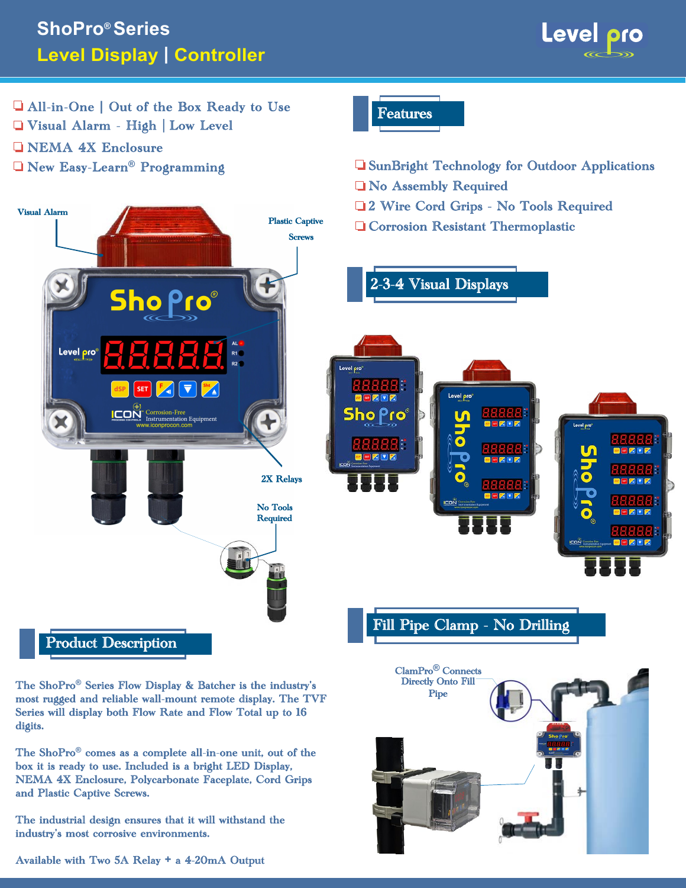# ShoPro® Series

## Level Display | Controller

- All-in-One | Out of the Box Ready to Use
- Visual Alarm - High | Low Level
- NEMA 4X Enclosure
- New Easy-Learn® Programming

Visual Alarm

Plastic Captive Screws

2X Relays

No Tools Required

## Features

- SunBright Technology for Outdoor Applications
- No Assembly Required
- 2 Wire Cord Grips - No Tools Required
- Corrosion Resistant Thermoplastic

## 2-3-4 Visual Displays

## Fill Pipe Clamp - No Drilling

ClamPro® Connects Directly Onto Fill Pipe

## Product Description

The ShoPro® Series Flow Display & Batcher is the industry's most rugged and reliable wall-mount remote display. The TVF Series will display both Flow Rate and Flow Total up to 16 digits.

The ShoPro® comes as a complete all-in-one unit, out of the box it is ready to use. Included is a bright LED Display, NEMA 4X Enclosure, Polycarbonate Faceplate, Cord Grips and Plastic Captive Screws.

The industrial design ensures that it will withstand the industry's most corrosive environments.

Available with Two 5A Relay + a 4-20mA Output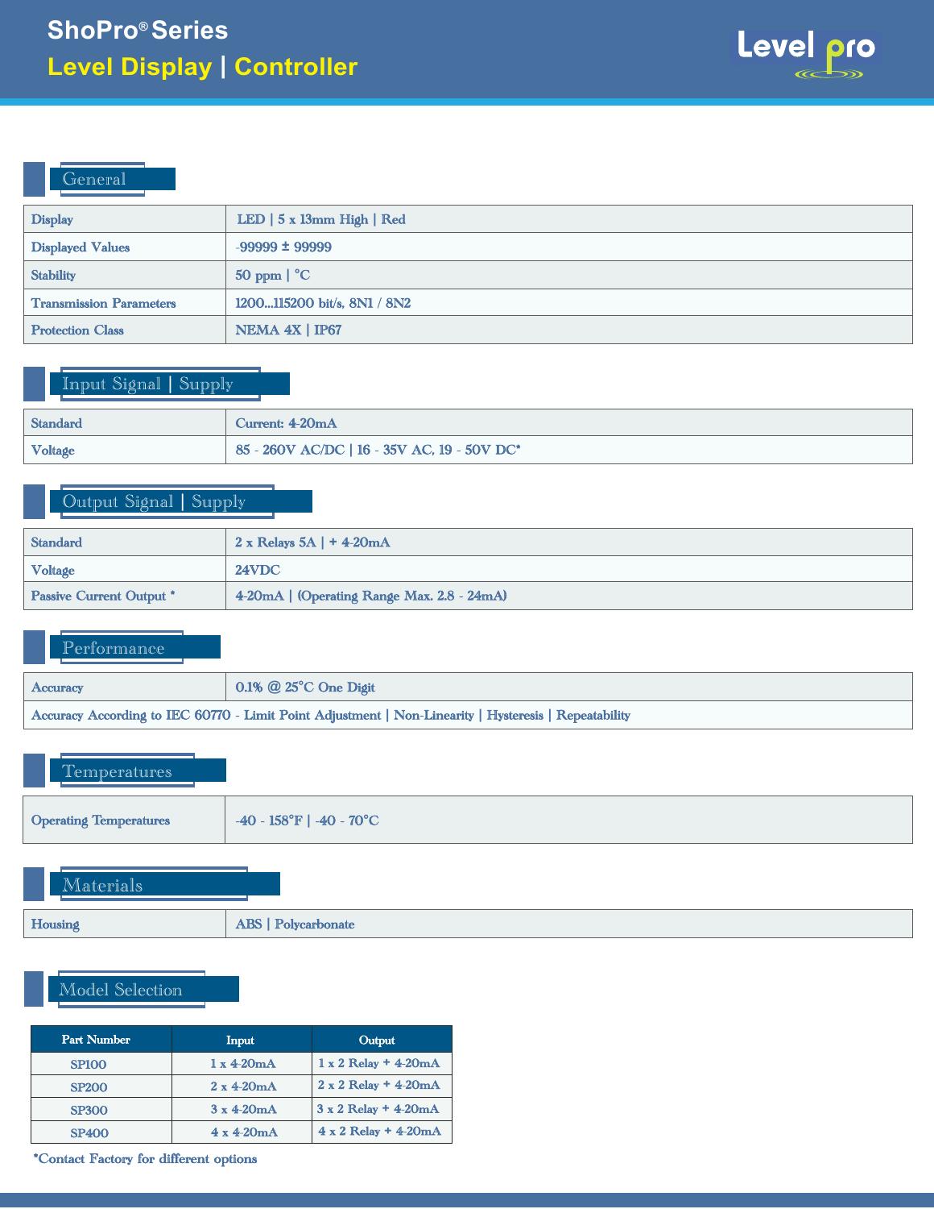# ShoPro® Series
## Level Display | Controller

### General

| | |
|---|---|
| Display | LED \| 5 x 13mm High \| Red |
| Displayed Values | -99999 ± 99999 |
| Stability | 50 ppm \| °C |
| Transmission Parameters | 1200...115200 bit/s, 8N1 / 8N2 |
| Protection Class | NEMA 4X \| IP67 |

### Input Signal | Supply

| | |
|---|---|
| Standard | Current: 4-20mA |
| Voltage | 85 - 260V AC/DC \| 16 - 35V AC, 19 - 50V DC* |

### Output Signal | Supply

| | |
|---|---|
| Standard | 2 x Relays 5A \| + 4-20mA |
| Voltage | 24VDC |
| Passive Current Output * | 4-20mA \| (Operating Range Max. 2.8 - 24mA) |

### Performance

| | |
|---|---|
| Accuracy | 0.1% @ 25°C One Digit |
| Accuracy According to IEC 60770 - Limit Point Adjustment \| Non-Linearity \| Hysteresis \| Repeatability | |

### Temperatures

| | |
|---|---|
| Operating Temperatures | -40 - 158°F \| -40 - 70°C |

### Materials

| | |
|---|---|
| Housing | ABS \| Polycarbonate |

### Model Selection

| Part Number | Input | Output |
|---|---|---|
| SP100 | 1 x 4-20mA | 1 x 2 Relay + 4-20mA |
| SP200 | 2 x 4-20mA | 2 x 2 Relay + 4-20mA |
| SP300 | 3 x 4-20mA | 3 x 2 Relay + 4-20mA |
| SP400 | 4 x 4-20mA | 4 x 2 Relay + 4-20mA |

*Contact Factory for different options